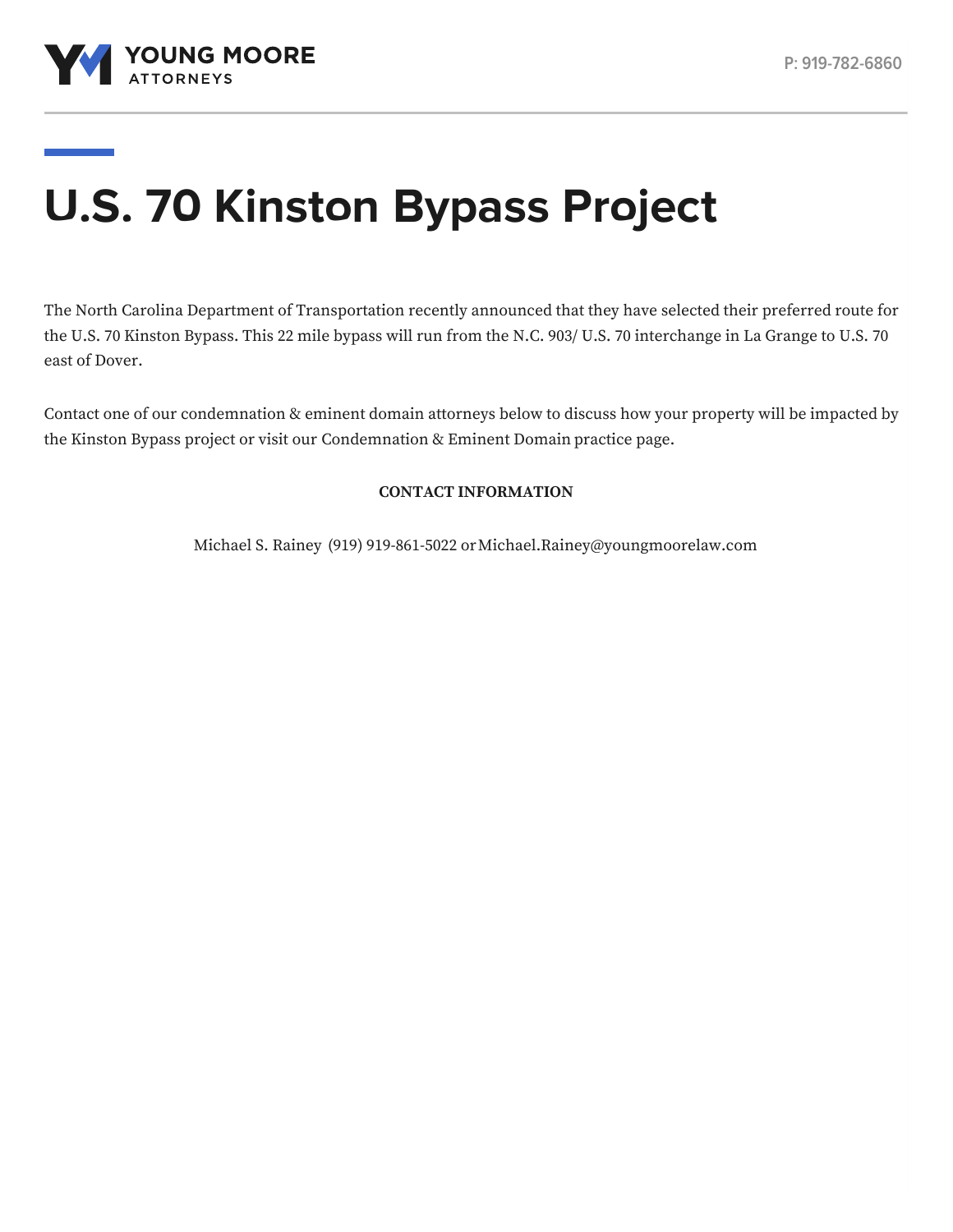# U.S. 70 Kinston Bypass Project

The North Carolina Department of Transportation recently announced that they have selected their preferred route for the U.S. 70 Kinston Bypass. This 22 mile bypass will run from the N.C. 903/ U.S. 70 interchange in La Grange to U.S. 70 east of Dover.

Contact one of our condemnation & eminent domain attorneys below to discuss how your property will be impacted by the Kinston Bypass project or visit our Condemnation & Eminent Domain practice page.

**CONTACT INFORMATION**

Michael S. Rainey (919) 919-861-5022 or Michael.Rainey@youngmoorelaw.com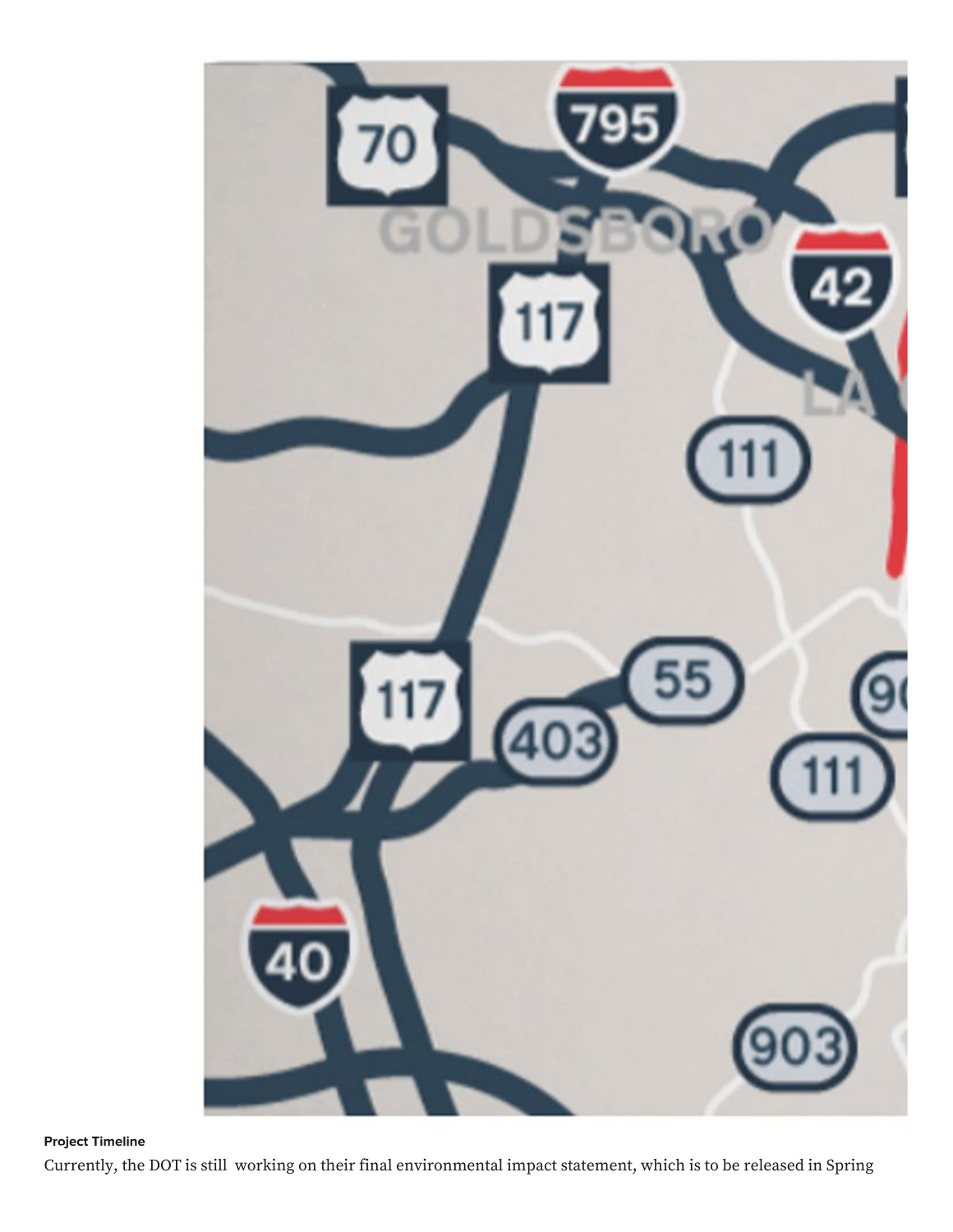**Project Timeline**

Currently, the DOT is still working on their final environmental impact statement, which is to be released in Spring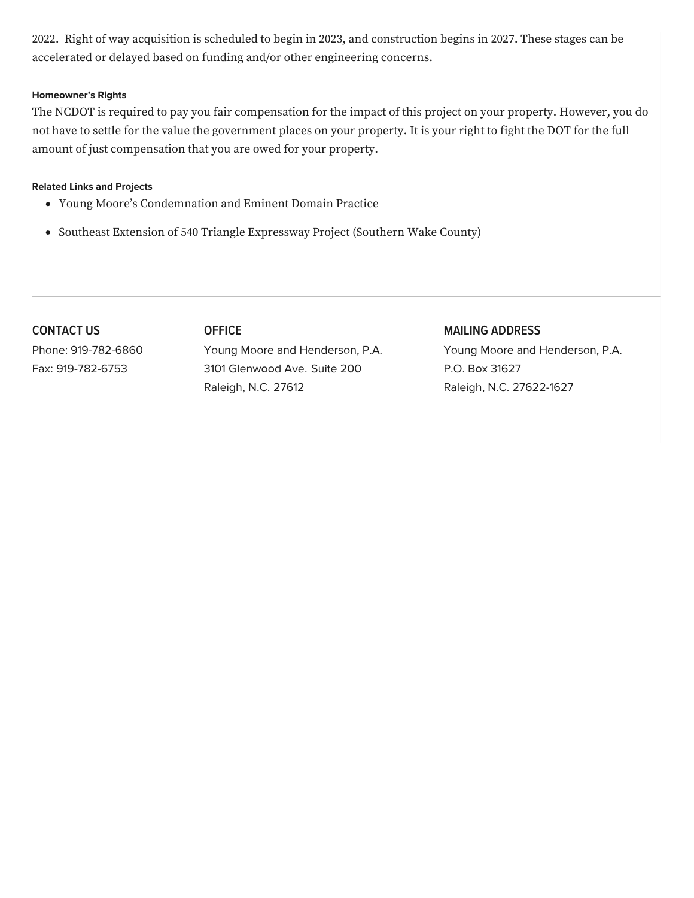2022.  Right of way acquisition is scheduled to begin in 2023, and construction begins in 2027. These stages can be accelerated or delayed based on funding and/or other engineering concerns.

#### Homeowner's Rights

The NCDOT is required to pay you fair compensation for the impact of this project on your property. However, you do not have to settle for the value the government places on your property. It is your right to fight the DOT for the full amount of just compensation that you are owed for your property.

#### Related Links and Projects

- Young Moore's Condemnation and Eminent Domain Practice
- Southeast Extension of 540 Triangle Expressway Project (Southern Wake County)

---

### CONTACT US

Phone: 919-782-6860
Fax: 919-782-6753

### OFFICE

Young Moore and Henderson, P.A.
3101 Glenwood Ave. Suite 200
Raleigh, N.C. 27612

### MAILING ADDRESS

Young Moore and Henderson, P.A.
P.O. Box 31627
Raleigh, N.C. 27622-1627